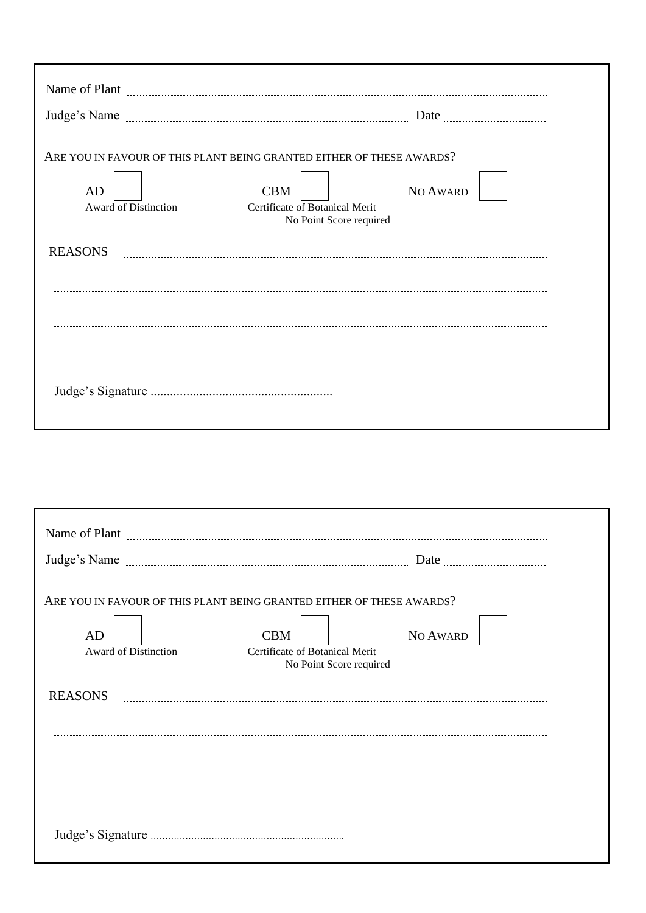Name of Plant ..............................................................................................................................

Judge's Name ........................................................................................ Date ................................

ARE YOU IN FAVOUR OF THIS PLANT BEING GRANTED EITHER OF THESE AWARDS?

AD ☐ Award of Distinction

CBM ☐ Certificate of Botanical Merit
No Point Score required

NO AWARD ☐

REASONS ..............................................................................................................................

..............................................................................................................................

..............................................................................................................................

..............................................................................................................................

Judge's Signature ........................................................

---

Name of Plant ..............................................................................................................................

Judge's Name ........................................................................................ Date ................................

ARE YOU IN FAVOUR OF THIS PLANT BEING GRANTED EITHER OF THESE AWARDS?

AD ☐ Award of Distinction

CBM ☐ Certificate of Botanical Merit
No Point Score required

NO AWARD ☐

REASONS ..............................................................................................................................

..............................................................................................................................

..............................................................................................................................

..............................................................................................................................

Judge's Signature ........................................................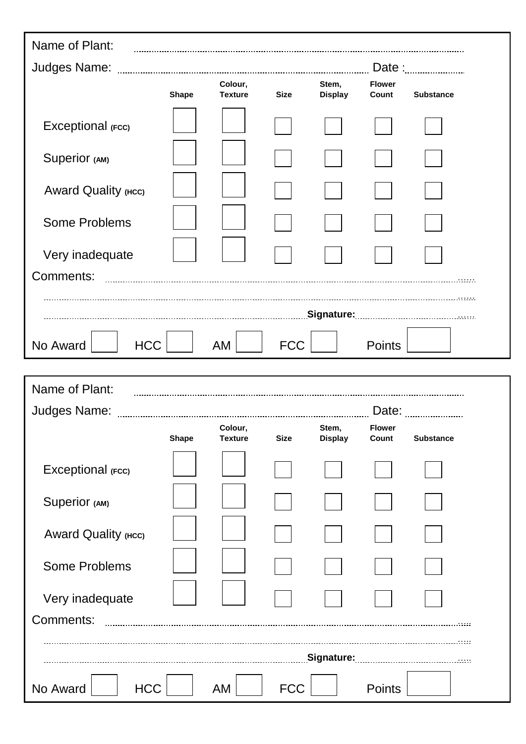Name of Plant: ..........................................................................................

Judges Name: .................................................................. Date :..................

| | Shape | Colour, Texture | Size | Stem, Display | Flower Count | Substance |
|---|---|---|---|---|---|---|
| Exceptional (FCC) | ☐ | ☐ | ☐ | ☐ | ☐ | ☐ |
| Superior (AM) | ☐ | ☐ | ☐ | ☐ | ☐ | ☐ |
| Award Quality (HCC) | ☐ | ☐ | ☐ | ☐ | ☐ | ☐ |
| Some Problems | ☐ | ☐ | ☐ | ☐ | ☐ | ☐ |
| Very inadequate | ☐ | ☐ | ☐ | ☐ | ☐ | ☐ |

Comments: ..........................................................................................

..........................................................................................

.......................................................... **Signature:**..........................

No Award ☐ HCC ☐ AM ☐ FCC ☐ Points ☐

---

Name of Plant: ..........................................................................................

Judges Name: .................................................................. Date: ..................

| | Shape | Colour, Texture | Size | Stem, Display | Flower Count | Substance |
|---|---|---|---|---|---|---|
| Exceptional (FCC) | ☐ | ☐ | ☐ | ☐ | ☐ | ☐ |
| Superior (AM) | ☐ | ☐ | ☐ | ☐ | ☐ | ☐ |
| Award Quality (HCC) | ☐ | ☐ | ☐ | ☐ | ☐ | ☐ |
| Some Problems | ☐ | ☐ | ☐ | ☐ | ☐ | ☐ |
| Very inadequate | ☐ | ☐ | ☐ | ☐ | ☐ | ☐ |

Comments: ..........................................................................................

..........................................................................................

.......................................................... **Signature:**..........................

No Award ☐ HCC ☐ AM ☐ FCC ☐ Points ☐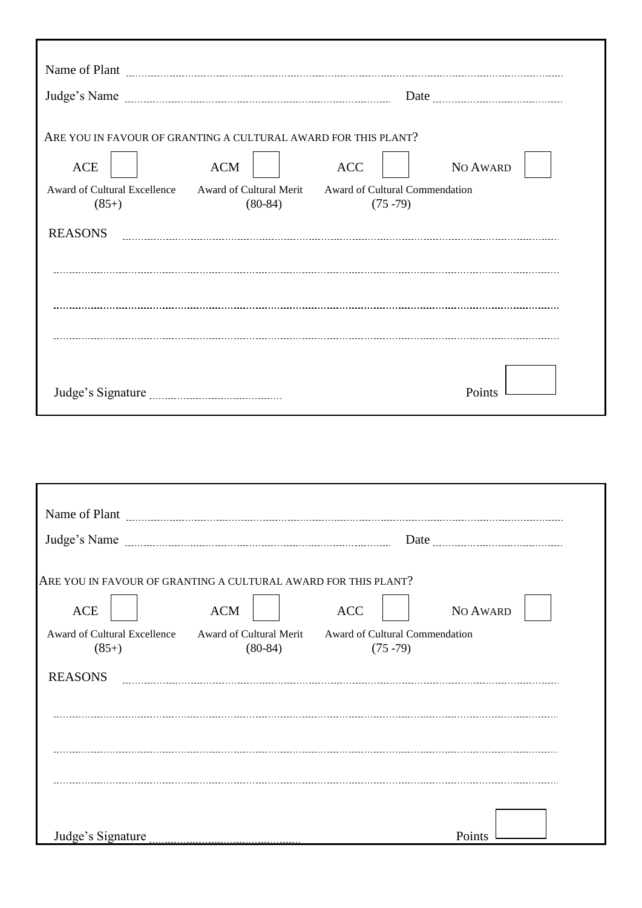Name of Plant ..................................................................................................................

Judge's Name .......................................................................... Date ..............................

ARE YOU IN FAVOUR OF GRANTING A CULTURAL AWARD FOR THIS PLANT?

| | | | |
|---|---|---|---|
| ACE ☐ | ACM ☐ | ACC ☐ | NO AWARD ☐ |
| Award of Cultural Excellence (85+) | Award of Cultural Merit (80-84) | Award of Cultural Commendation (75 -79) | |

REASONS ..................................................................................................................

..................................................................................................................

..................................................................................................................

..................................................................................................................

Judge's Signature ..................................... Points ☐

---

Name of Plant ..................................................................................................................

Judge's Name .......................................................................... Date ..............................

ARE YOU IN FAVOUR OF GRANTING A CULTURAL AWARD FOR THIS PLANT?

| | | | |
|---|---|---|---|
| ACE ☐ | ACM ☐ | ACC ☐ | NO AWARD ☐ |
| Award of Cultural Excellence (85+) | Award of Cultural Merit (80-84) | Award of Cultural Commendation (75 -79) | |

REASONS ..................................................................................................................

..................................................................................................................

..................................................................................................................

..................................................................................................................

Judge's Signature ..................................... Points ☐